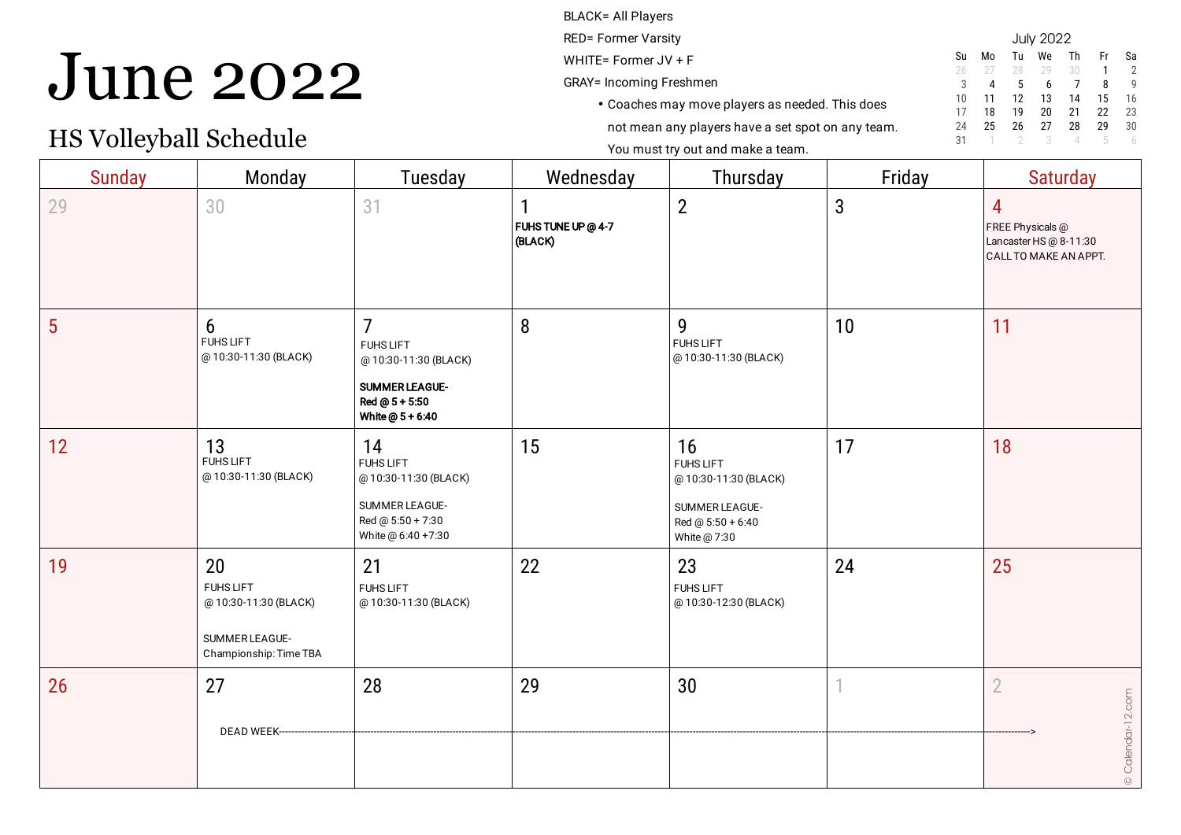# June 2022

## HS Volleyball Schedule

BLACK= All Players
RED= Former Varsity
WHITE= Former JV + F
GRAY= Incoming Freshmen

- Coaches may move players as needed. This does not mean any players have a set spot on any team. You must try out and make a team.

July 2022

| Su | Mo | Tu | We | Th | Fr | Sa |
|---|---|---|---|---|---|---|
| 26 | 27 | 28 | 29 | 30 | 1 | 2 |
| 3 | 4 | 5 | 6 | 7 | 8 | 9 |
| 10 | 11 | 12 | 13 | 14 | 15 | 16 |
| 17 | 18 | 19 | 20 | 21 | 22 | 23 |
| 24 | 25 | 26 | 27 | 28 | 29 | 30 |
| 31 | 1 | 2 | 3 | 4 | 5 | 6 |

| Sunday | Monday | Tuesday | Wednesday | Thursday | Friday | Saturday |
|---|---|---|---|---|---|---|
| 29 | 30 | 31 | 1 **FUHS TUNE UP @ 4-7 (BLACK)** | 2 | 3 | 4 FREE Physicals @ Lancaster HS @ 8-11:30 CALL TO MAKE AN APPT. |
| 5 | 6 FUHS LIFT @ 10:30-11:30 (BLACK) | 7 FUHS LIFT @ 10:30-11:30 (BLACK) **SUMMER LEAGUE- Red @ 5 + 5:50 White @ 5 + 6:40** | 8 | 9 FUHS LIFT @ 10:30-11:30 (BLACK) | 10 | 11 |
| 12 | 13 FUHS LIFT @ 10:30-11:30 (BLACK) | 14 FUHS LIFT @ 10:30-11:30 (BLACK) SUMMER LEAGUE- Red @ 5:50 + 7:30 White @ 6:40 +7:30 | 15 | 16 FUHS LIFT @ 10:30-11:30 (BLACK) SUMMER LEAGUE- Red @ 5:50 + 6:40 White @ 7:30 | 17 | 18 |
| 19 | 20 FUHS LIFT @ 10:30-11:30 (BLACK) SUMMER LEAGUE- Championship: Time TBA | 21 FUHS LIFT @ 10:30-11:30 (BLACK) | 22 | 23 FUHS LIFT @ 10:30-12:30 (BLACK) | 24 | 25 |
| 26 | 27 DEAD WEEK-----> | 28 | 29 | 30 | 1 | 2 |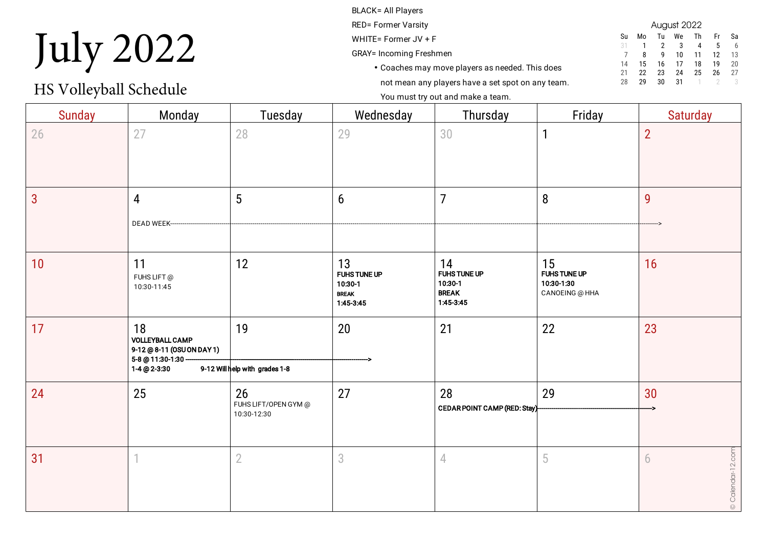# July 2022

## HS Volleyball Schedule

BLACK= All Players

RED= Former Varsity

WHITE= Former JV + F

GRAY= Incoming Freshmen

- Coaches may move players as needed. This does not mean any players have a set spot on any team. You must try out and make a team.

**August 2022**

| Su | Mo | Tu | We | Th | Fr | Sa |
|---|---|---|---|---|---|---|
| 31 | 1 | 2 | 3 | 4 | 5 | 6 |
| 7 | 8 | 9 | 10 | 11 | 12 | 13 |
| 14 | 15 | 16 | 17 | 18 | 19 | 20 |
| 21 | 22 | 23 | 24 | 25 | 26 | 27 |
| 28 | 29 | 30 | 31 | 1 | 2 | 3 |

| Sunday | Monday | Tuesday | Wednesday | Thursday | Friday | Saturday |
|---|---|---|---|---|---|---|
| 26 | 27 | 28 | 29 | 30 | 1 | 2 |
| 3 | 4 DEAD WEEK ------------------> | 5 | 6 | 7 | 8 | 9 |
| 10 | 11 FUHS LIFT @ 10:30-11:45 | 12 | 13 **FUHS TUNE UP 10:30-1 BREAK 1:45-3:45** | 14 **FUHS TUNE UP 10:30-1 BREAK 1:45-3:45** | 15 **FUHS TUNE UP 10:30-1:30** CANOEING @ HHA | 16 |
| 17 | 18 **VOLLEYBALL CAMP 9-12 @ 8-11 (OSU ON DAY 1) 5-8 @ 11:30-1:30 ------------------> 1-4 @ 2-3:30 9-12 Will help with grades 1-8** | 19 | 20 | 21 | 22 | 23 |
| 24 | 25 | 26 FUHS LIFT/OPEN GYM @ 10:30-12:30 | 27 | 28 **CEDAR POINT CAMP (RED: Stay)** ------------------> | 29 | 30 |
| 31 | 1 | 2 | 3 | 4 | 5 | 6 |

© Calendar-12.com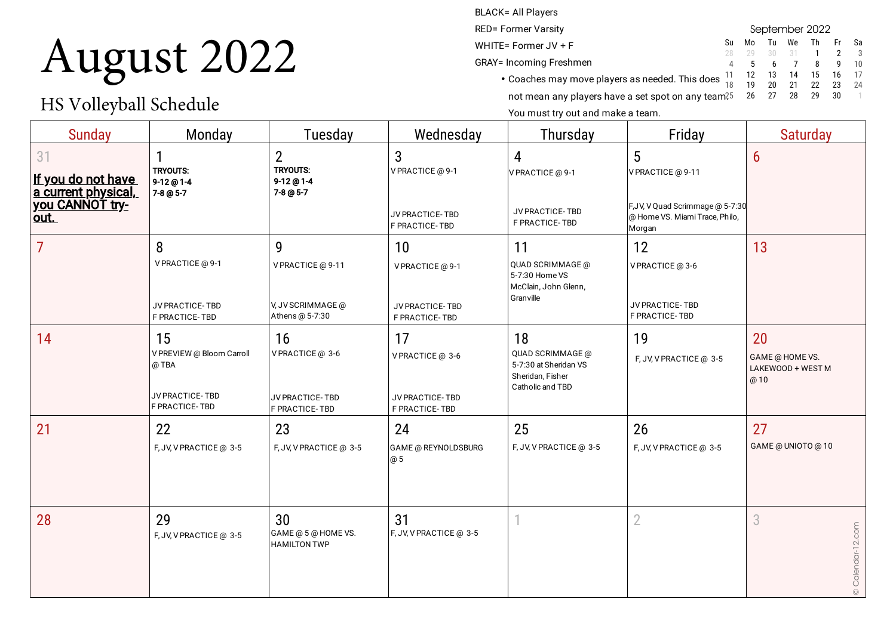# August 2022

## HS Volleyball Schedule

BLACK= All Players
RED= Former Varsity
WHITE= Former JV + F
GRAY= Incoming Freshmen

- Coaches may move players as needed. This does not mean any players have a set spot on any team. You must try out and make a team.

**September 2022**

| Su | Mo | Tu | We | Th | Fr | Sa |
|---|---|---|---|---|---|---|
| 28 | 29 | 30 | 31 | 1 | 2 | 3 |
| 4 | 5 | 6 | 7 | 8 | 9 | 10 |
| 11 | 12 | 13 | 14 | 15 | 16 | 17 |
| 18 | 19 | 20 | 21 | 22 | 23 | 24 |
| 25 | 26 | 27 | 28 | 29 | 30 | 1 |

| Sunday | Monday | Tuesday | Wednesday | Thursday | Friday | Saturday |
|---|---|---|---|---|---|---|
| 31 **If you do not have a current physical, you CANNOT try-out.** | 1 **TRYOUTS: 9-12 @ 1-4 7-8 @ 5-7** | 2 **TRYOUTS: 9-12 @ 1-4 7-8 @ 5-7** | 3 V PRACTICE @ 9-1 JV PRACTICE- TBD F PRACTICE- TBD | 4 V PRACTICE @ 9-1 JV PRACTICE- TBD F PRACTICE- TBD | 5 V PRACTICE @ 9-11 F,JV, V Quad Scrimmage @ 5-7:30 @ Home VS. Miami Trace, Philo, Morgan | 6 |
| 7 | 8 V PRACTICE @ 9-1 JV PRACTICE- TBD F PRACTICE- TBD | 9 V PRACTICE @ 9-11 V, JV SCRIMMAGE @ Athens @ 5-7:30 | 10 V PRACTICE @ 9-1 JV PRACTICE- TBD F PRACTICE- TBD | 11 QUAD SCRIMMAGE @ 5-7:30 Home VS McClain, John Glenn, Granville | 12 V PRACTICE @ 3-6 JV PRACTICE- TBD F PRACTICE- TBD | 13 |
| 14 | 15 V PREVIEW @ Bloom Carroll @ TBA JV PRACTICE- TBD F PRACTICE- TBD | 16 V PRACTICE @ 3-6 JV PRACTICE- TBD F PRACTICE- TBD | 17 V PRACTICE @ 3-6 JV PRACTICE- TBD F PRACTICE- TBD | 18 QUAD SCRIMMAGE @ 5-7:30 at Sheridan VS Sheridan, Fisher Catholic and TBD | 19 F, JV, V PRACTICE @ 3-5 | 20 GAME @ HOME VS. LAKEWOOD + WEST M @ 10 |
| 21 | 22 F, JV, V PRACTICE @ 3-5 | 23 F, JV, V PRACTICE @ 3-5 | 24 GAME @ REYNOLDSBURG @ 5 | 25 F, JV, V PRACTICE @ 3-5 | 26 F, JV, V PRACTICE @ 3-5 | 27 GAME @ UNIOTO @ 10 |
| 28 | 29 F, JV, V PRACTICE @ 3-5 | 30 GAME @ 5 @ HOME VS. HAMILTON TWP | 31 F, JV, V PRACTICE @ 3-5 | 1 | 2 | 3 |